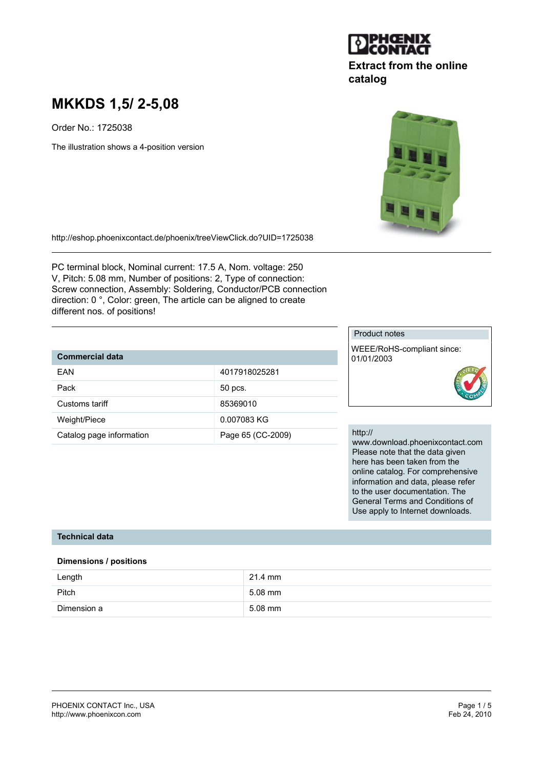Extract from the online catalog

# MKKDS 1,5/ 2-5,08

Order No.: 1725038

The illustration shows a 4-position version

http://eshop.phoenixcontact.de/phoenix/treeViewClick.do?UID=1725038

PC terminal block, Nominal current: 17.5 A, Nom. voltage: 250 V, Pitch: 5.08 mm, Number of positions: 2, Type of connection: Screw connection, Assembly: Soldering, Conductor/PCB connection direction: 0 °, Color: green, The article can be aligned to create different nos. of positions!

| Commercial data | |
|---|---|
| EAN | 4017918025281 |
| Pack | 50 pcs. |
| Customs tariff | 85369010 |
| Weight/Piece | 0.007083 KG |
| Catalog page information | Page 65 (CC-2009) |

**Product notes**

WEEE/RoHS-compliant since: 01/01/2003

http://www.download.phoenixcontact.com
Please note that the data given here has been taken from the online catalog. For comprehensive information and data, please refer to the user documentation. The General Terms and Conditions of Use apply to Internet downloads.

## Technical data

### Dimensions / positions

| | |
|---|---|
| Length | 21.4 mm |
| Pitch | 5.08 mm |
| Dimension a | 5.08 mm |

PHOENIX CONTACT Inc., USA
http://www.phoenixcon.com

Feb 24, 2010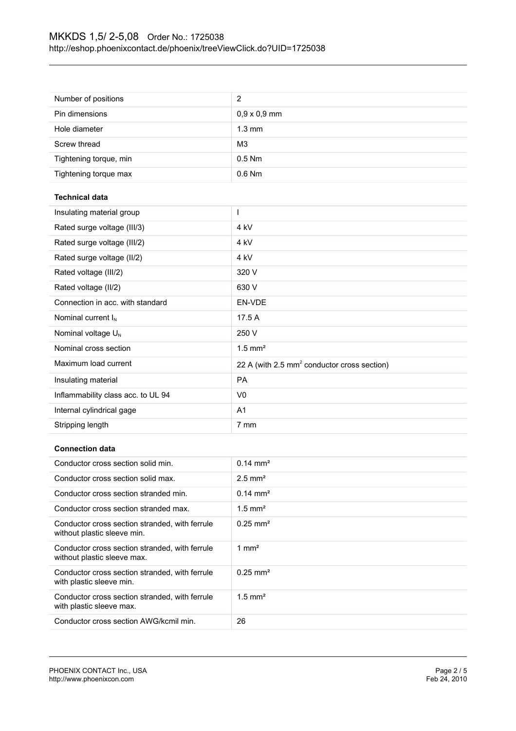| | |
|---|---|
| Number of positions | 2 |
| Pin dimensions | 0,9 x 0,9 mm |
| Hole diameter | 1.3 mm |
| Screw thread | M3 |
| Tightening torque, min | 0.5 Nm |
| Tightening torque max | 0.6 Nm |

**Technical data**

| | |
|---|---|
| Insulating material group | I |
| Rated surge voltage (III/3) | 4 kV |
| Rated surge voltage (III/2) | 4 kV |
| Rated surge voltage (II/2) | 4 kV |
| Rated voltage (III/2) | 320 V |
| Rated voltage (II/2) | 630 V |
| Connection in acc. with standard | EN-VDE |
| Nominal current $I_N$ | 17.5 A |
| Nominal voltage $U_N$ | 250 V |
| Nominal cross section | 1.5 mm² |
| Maximum load current | 22 A (with 2.5 mm² conductor cross section) |
| Insulating material | PA |
| Inflammability class acc. to UL 94 | V0 |
| Internal cylindrical gage | A1 |
| Stripping length | 7 mm |

**Connection data**

| | |
|---|---|
| Conductor cross section solid min. | 0.14 mm² |
| Conductor cross section solid max. | 2.5 mm² |
| Conductor cross section stranded min. | 0.14 mm² |
| Conductor cross section stranded max. | 1.5 mm² |
| Conductor cross section stranded, with ferrule without plastic sleeve min. | 0.25 mm² |
| Conductor cross section stranded, with ferrule without plastic sleeve max. | 1 mm² |
| Conductor cross section stranded, with ferrule with plastic sleeve min. | 0.25 mm² |
| Conductor cross section stranded, with ferrule with plastic sleeve max. | 1.5 mm² |
| Conductor cross section AWG/kcmil min. | 26 |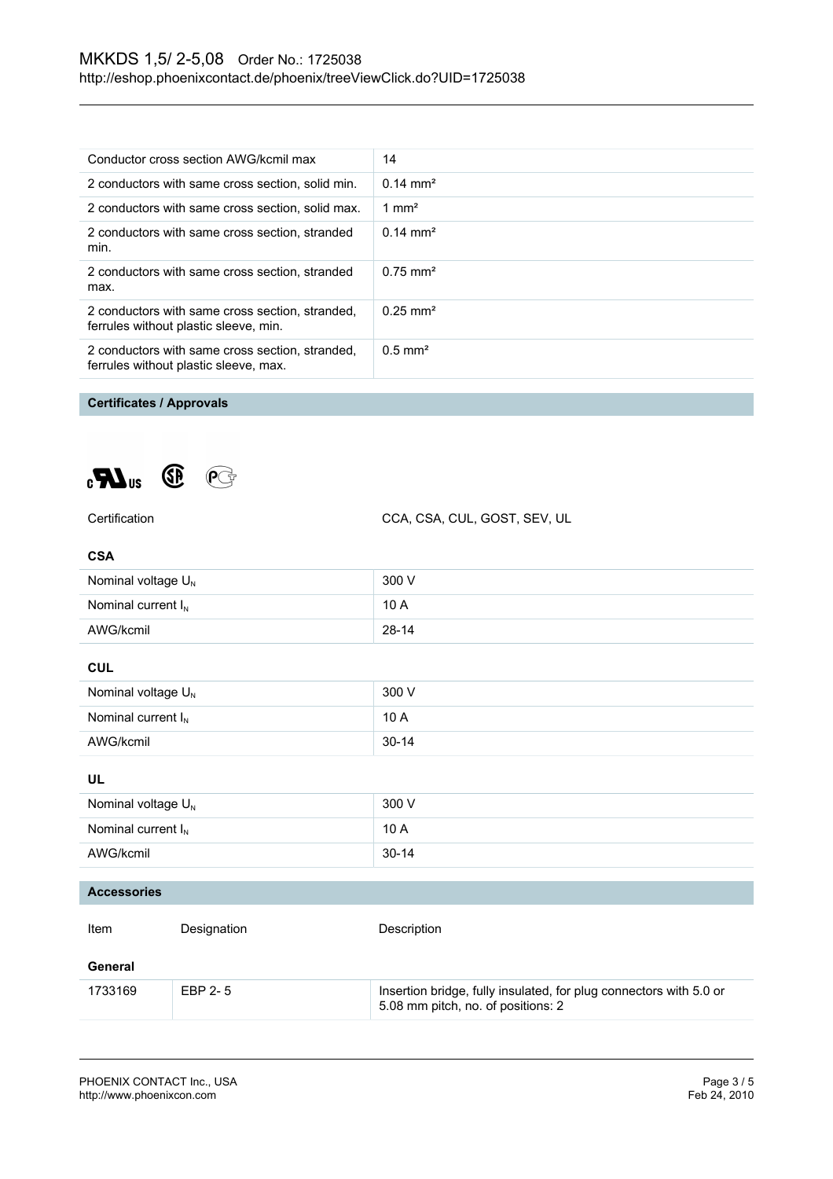| | |
|---|---|
| Conductor cross section AWG/kcmil max | 14 |
| 2 conductors with same cross section, solid min. | 0.14 mm² |
| 2 conductors with same cross section, solid max. | 1 mm² |
| 2 conductors with same cross section, stranded min. | 0.14 mm² |
| 2 conductors with same cross section, stranded max. | 0.75 mm² |
| 2 conductors with same cross section, stranded, ferrules without plastic sleeve, min. | 0.25 mm² |
| 2 conductors with same cross section, stranded, ferrules without plastic sleeve, max. | 0.5 mm² |

## Certificates / Approvals

| | |
|---|---|
| Certification | CCA, CSA, CUL, GOST, SEV, UL |

### CSA

| | |
|---|---|
| Nominal voltage $U_N$ | 300 V |
| Nominal current $I_N$ | 10 A |
| AWG/kcmil | 28-14 |

### CUL

| | |
|---|---|
| Nominal voltage $U_N$ | 300 V |
| Nominal current $I_N$ | 10 A |
| AWG/kcmil | 30-14 |

### UL

| | |
|---|---|
| Nominal voltage $U_N$ | 300 V |
| Nominal current $I_N$ | 10 A |
| AWG/kcmil | 30-14 |

## Accessories

| Item | Designation | Description |
|---|---|---|
| **General** | | |
| 1733169 | EBP 2- 5 | Insertion bridge, fully insulated, for plug connectors with 5.0 or 5.08 mm pitch, no. of positions: 2 |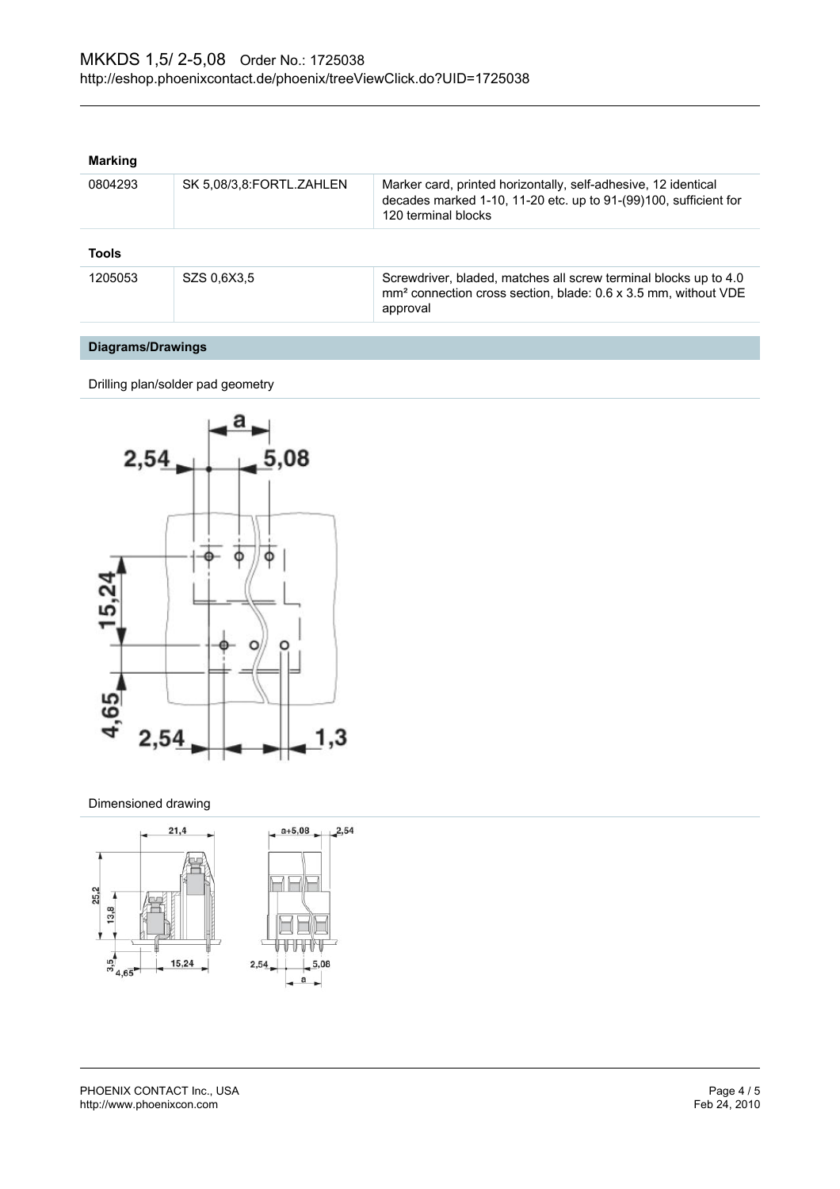### Marking

| | | |
|---|---|---|
| 0804293 | SK 5,08/3,8:FORTL.ZAHLEN | Marker card, printed horizontally, self-adhesive, 12 identical decades marked 1-10, 11-20 etc. up to 91-(99)100, sufficient for 120 terminal blocks |

### Tools

| | | |
|---|---|---|
| 1205053 | SZS 0,6X3,5 | Screwdriver, bladed, matches all screw terminal blocks up to 4.0 mm² connection cross section, blade: 0.6 x 3.5 mm, without VDE approval |

## Diagrams/Drawings

Drilling plan/solder pad geometry

Dimensioned drawing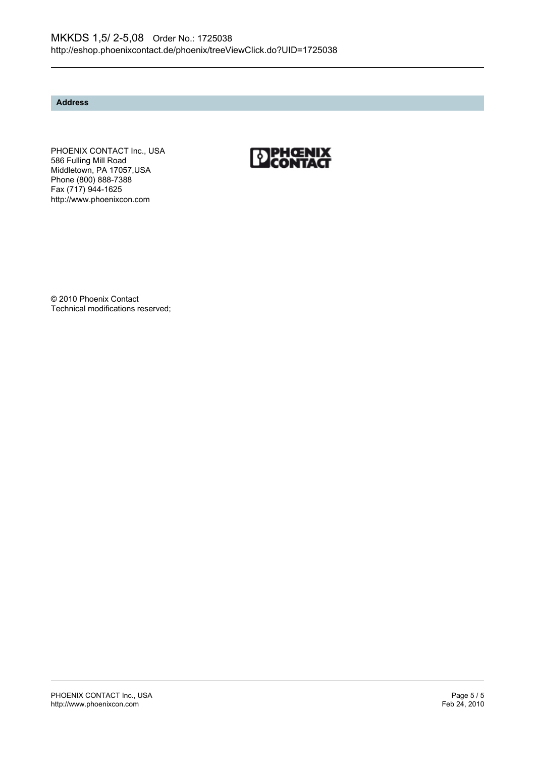## Address

PHOENIX CONTACT Inc., USA
586 Fulling Mill Road
Middletown, PA 17057,USA
Phone (800) 888-7388
Fax (717) 944-1625
http://www.phoenixcon.com

© 2010 Phoenix Contact
Technical modifications reserved;